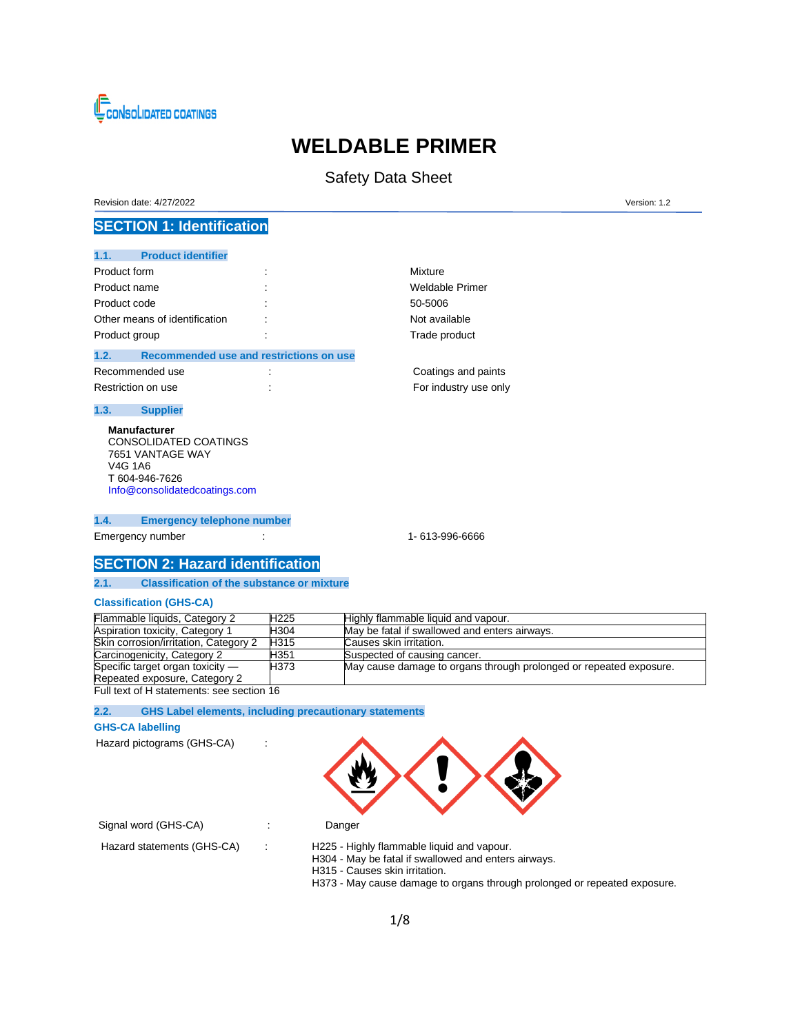CONSOLIDATED COATINGS

# WELDABLE PRIMER

Safety Data Sheet

Revision date: 4/27/2022

Version: 1.2

## SECTION 1: Identification

### 1.1. Product identifier

| | | |
|---|---|---|
| Product form | : | Mixture |
| Product name | : | Weldable Primer |
| Product code | : | 50-5006 |
| Other means of identification | : | Not available |
| Product group | : | Trade product |

### 1.2. Recommended use and restrictions on use

| | | |
|---|---|---|
| Recommended use | : | Coatings and paints |
| Restriction on use | : | For industry use only |

### 1.3. Supplier

**Manufacturer**
CONSOLIDATED COATINGS
7651 VANTAGE WAY
V4G 1A6
T 604-946-7626
Info@consolidatedcoatings.com

### 1.4. Emergency telephone number

| | | |
|---|---|---|
| Emergency number | : | 1- 613-996-6666 |

## SECTION 2: Hazard identification

### 2.1. Classification of the substance or mixture

**Classification (GHS-CA)**

| | | |
|---|---|---|
| Flammable liquids, Category 2 | H225 | Highly flammable liquid and vapour. |
| Aspiration toxicity, Category 1 | H304 | May be fatal if swallowed and enters airways. |
| Skin corrosion/irritation, Category 2 | H315 | Causes skin irritation. |
| Carcinogenicity, Category 2 | H351 | Suspected of causing cancer. |
| Specific target organ toxicity — Repeated exposure, Category 2 | H373 | May cause damage to organs through prolonged or repeated exposure. |

Full text of H statements: see section 16

### 2.2. GHS Label elements, including precautionary statements

**GHS-CA labelling**

Hazard pictograms (GHS-CA) :

Signal word (GHS-CA) : Danger

Hazard statements (GHS-CA) :

H225 - Highly flammable liquid and vapour.
H304 - May be fatal if swallowed and enters airways.
H315 - Causes skin irritation.
H373 - May cause damage to organs through prolonged or repeated exposure.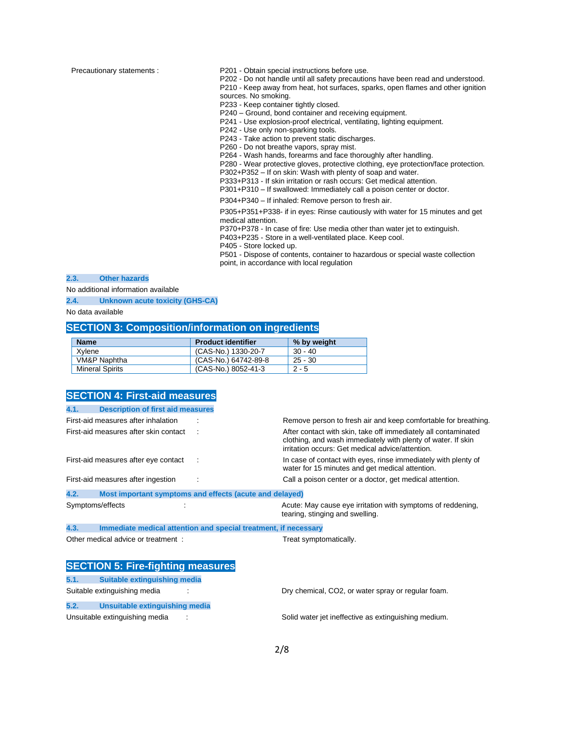Precautionary statements :

P201 - Obtain special instructions before use.
P202 - Do not handle until all safety precautions have been read and understood.
P210 - Keep away from heat, hot surfaces, sparks, open flames and other ignition sources. No smoking.
P233 - Keep container tightly closed.
P240 – Ground, bond container and receiving equipment.
P241 - Use explosion-proof electrical, ventilating, lighting equipment.
P242 - Use only non-sparking tools.
P243 - Take action to prevent static discharges.
P260 - Do not breathe vapors, spray mist.
P264 - Wash hands, forearms and face thoroughly after handling.
P280 - Wear protective gloves, protective clothing, eye protection/face protection.
P302+P352 – If on skin: Wash with plenty of soap and water.
P333+P313 - If skin irritation or rash occurs: Get medical attention.
P301+P310 – If swallowed: Immediately call a poison center or doctor.
P304+P340 – If inhaled: Remove person to fresh air.
P305+P351+P338- if in eyes: Rinse cautiously with water for 15 minutes and get medical attention.
P370+P378 - In case of fire: Use media other than water jet to extinguish.
P403+P235 - Store in a well-ventilated place. Keep cool.
P405 - Store locked up.
P501 - Dispose of contents, container to hazardous or special waste collection point, in accordance with local regulation

### 2.3. Other hazards

No additional information available

### 2.4. Unknown acute toxicity (GHS-CA)

No data available

## SECTION 3: Composition/information on ingredients

| Name | Product identifier | % by weight |
|---|---|---|
| Xylene | (CAS-No.) 1330-20-7 | 30 - 40 |
| VM&P Naphtha | (CAS-No.) 64742-89-8 | 25 - 30 |
| Mineral Spirits | (CAS-No.) 8052-41-3 | 2 - 5 |

## SECTION 4: First-aid measures

### 4.1. Description of first aid measures

First-aid measures after inhalation : Remove person to fresh air and keep comfortable for breathing.

First-aid measures after skin contact : After contact with skin, take off immediately all contaminated clothing, and wash immediately with plenty of water. If skin irritation occurs: Get medical advice/attention.

First-aid measures after eye contact : In case of contact with eyes, rinse immediately with plenty of water for 15 minutes and get medical attention.

First-aid measures after ingestion : Call a poison center or a doctor, get medical attention.

### 4.2. Most important symptoms and effects (acute and delayed)

Symptoms/effects : Acute: May cause eye irritation with symptoms of reddening, tearing, stinging and swelling.

### 4.3. Immediate medical attention and special treatment, if necessary

Other medical advice or treatment : Treat symptomatically.

## SECTION 5: Fire-fighting measures

### 5.1. Suitable extinguishing media

Suitable extinguishing media : Dry chemical, CO2, or water spray or regular foam.

### 5.2. Unsuitable extinguishing media

Unsuitable extinguishing media : Solid water jet ineffective as extinguishing medium.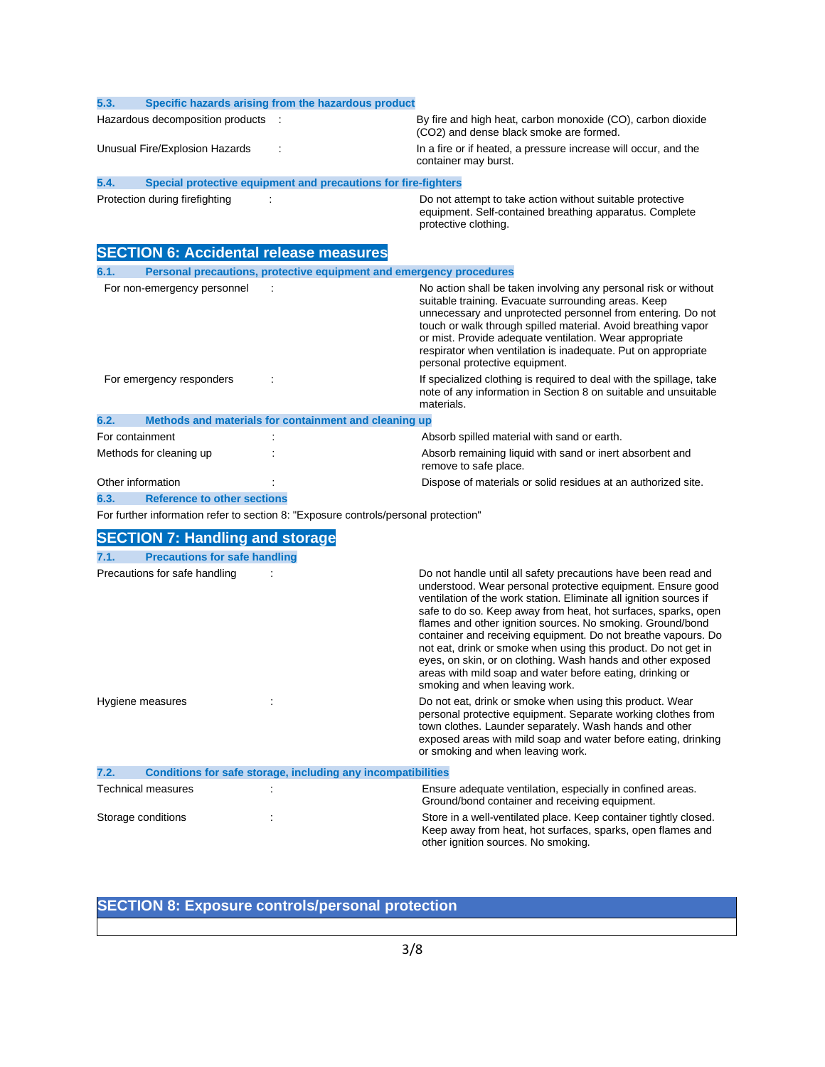### 5.3. Specific hazards arising from the hazardous product

| | |
|---|---|
| Hazardous decomposition products : | By fire and high heat, carbon monoxide (CO), carbon dioxide ($CO_2$) and dense black smoke are formed. |
| Unusual Fire/Explosion Hazards : | In a fire or if heated, a pressure increase will occur, and the container may burst. |

### 5.4. Special protective equipment and precautions for fire-fighters

| | |
|---|---|
| Protection during firefighting : | Do not attempt to take action without suitable protective equipment. Self-contained breathing apparatus. Complete protective clothing. |

## SECTION 6: Accidental release measures

### 6.1. Personal precautions, protective equipment and emergency procedures

| | |
|---|---|
| For non-emergency personnel : | No action shall be taken involving any personal risk or without suitable training. Evacuate surrounding areas. Keep unnecessary and unprotected personnel from entering. Do not touch or walk through spilled material. Avoid breathing vapor or mist. Provide adequate ventilation. Wear appropriate respirator when ventilation is inadequate. Put on appropriate personal protective equipment. |
| For emergency responders : | If specialized clothing is required to deal with the spillage, take note of any information in Section 8 on suitable and unsuitable materials. |

### 6.2. Methods and materials for containment and cleaning up

| | |
|---|---|
| For containment : | Absorb spilled material with sand or earth. |
| Methods for cleaning up : | Absorb remaining liquid with sand or inert absorbent and remove to safe place. |
| Other information : | Dispose of materials or solid residues at an authorized site. |

### 6.3. Reference to other sections

For further information refer to section 8: "Exposure controls/personal protection"

## SECTION 7: Handling and storage

### 7.1. Precautions for safe handling

| | |
|---|---|
| Precautions for safe handling : | Do not handle until all safety precautions have been read and understood. Wear personal protective equipment. Ensure good ventilation of the work station. Eliminate all ignition sources if safe to do so. Keep away from heat, hot surfaces, sparks, open flames and other ignition sources. No smoking. Ground/bond container and receiving equipment. Do not breathe vapours. Do not eat, drink or smoke when using this product. Do not get in eyes, on skin, or on clothing. Wash hands and other exposed areas with mild soap and water before eating, drinking or smoking and when leaving work. |
| Hygiene measures : | Do not eat, drink or smoke when using this product. Wear personal protective equipment. Separate working clothes from town clothes. Launder separately. Wash hands and other exposed areas with mild soap and water before eating, drinking or smoking and when leaving work. |

### 7.2. Conditions for safe storage, including any incompatibilities

| | |
|---|---|
| Technical measures : | Ensure adequate ventilation, especially in confined areas. Ground/bond container and receiving equipment. |
| Storage conditions : | Store in a well-ventilated place. Keep container tightly closed. Keep away from heat, hot surfaces, sparks, open flames and other ignition sources. No smoking. |

## SECTION 8: Exposure controls/personal protection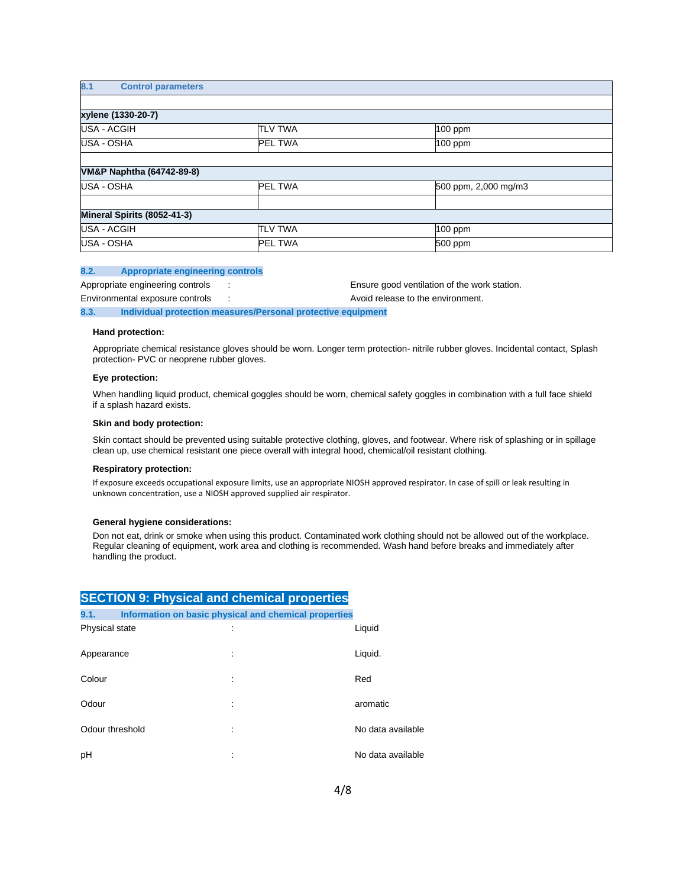| **8.1 Control parameters** | | |
|---|---|---|
| | | |
| **xylene (1330-20-7)** | | |
| USA - ACGIH | TLV TWA | 100 ppm |
| USA - OSHA | PEL TWA | 100 ppm |
| | | |
| **VM&P Naphtha (64742-89-8)** | | |
| USA - OSHA | PEL TWA | 500 ppm, 2,000 mg/m3 |
| | | |
| **Mineral Spirits (8052-41-3)** | | |
| USA - ACGIH | TLV TWA | 100 ppm |
| USA - OSHA | PEL TWA | 500 ppm |

### 8.2. Appropriate engineering controls

Appropriate engineering controls : Ensure good ventilation of the work station.

Environmental exposure controls : Avoid release to the environment.

### 8.3. Individual protection measures/Personal protective equipment

**Hand protection:**

Appropriate chemical resistance gloves should be worn. Longer term protection- nitrile rubber gloves. Incidental contact, Splash protection- PVC or neoprene rubber gloves.

**Eye protection:**

When handling liquid product, chemical goggles should be worn, chemical safety goggles in combination with a full face shield if a splash hazard exists.

**Skin and body protection:**

Skin contact should be prevented using suitable protective clothing, gloves, and footwear. Where risk of splashing or in spillage clean up, use chemical resistant one piece overall with integral hood, chemical/oil resistant clothing.

**Respiratory protection:**

If exposure exceeds occupational exposure limits, use an appropriate NIOSH approved respirator. In case of spill or leak resulting in unknown concentration, use a NIOSH approved supplied air respirator.

**General hygiene considerations:**

Don not eat, drink or smoke when using this product. Contaminated work clothing should not be allowed out of the workplace. Regular cleaning of equipment, work area and clothing is recommended. Wash hand before breaks and immediately after handling the product.

## SECTION 9: Physical and chemical properties

### 9.1. Information on basic physical and chemical properties

Physical state : Liquid

Appearance : Liquid.

Colour : Red

Odour : aromatic

Odour threshold : No data available

pH : No data available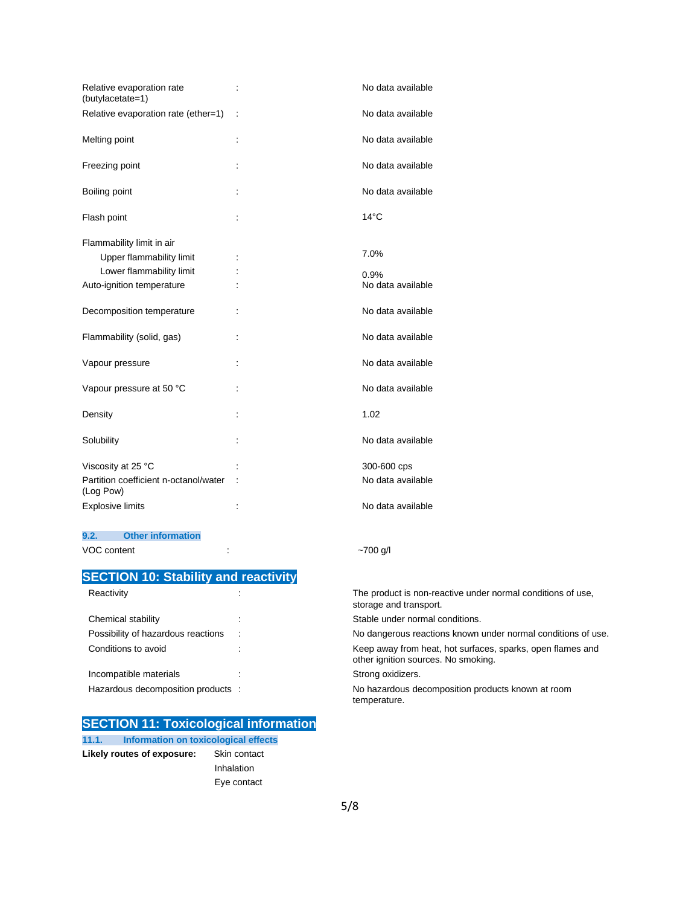| | | |
|---|---|---|
| Relative evaporation rate (butylacetate=1) | : | No data available |
| Relative evaporation rate (ether=1) | : | No data available |
| Melting point | : | No data available |
| Freezing point | : | No data available |
| Boiling point | : | No data available |
| Flash point | : | 14°C |
| Flammability limit in air | | |
| Upper flammability limit | : | 7.0% |
| Lower flammability limit | : | 0.9% |
| Auto-ignition temperature | : | No data available |
| Decomposition temperature | : | No data available |
| Flammability (solid, gas) | : | No data available |
| Vapour pressure | : | No data available |
| Vapour pressure at 50 °C | : | No data available |
| Density | : | 1.02 |
| Solubility | : | No data available |
| Viscosity at 25 °C | : | 300-600 cps |
| Partition coefficient n-octanol/water (Log Pow) | : | No data available |
| Explosive limits | : | No data available |

### 9.2. Other information

| | | |
|---|---|---|
| VOC content | : | ~700 g/l |

## SECTION 10: Stability and reactivity

| | | |
|---|---|---|
| Reactivity | : | The product is non-reactive under normal conditions of use, storage and transport. |
| Chemical stability | : | Stable under normal conditions. |
| Possibility of hazardous reactions | : | No dangerous reactions known under normal conditions of use. |
| Conditions to avoid | : | Keep away from heat, hot surfaces, sparks, open flames and other ignition sources. No smoking. |
| Incompatible materials | : | Strong oxidizers. |
| Hazardous decomposition products | : | No hazardous decomposition products known at room temperature. |

## SECTION 11: Toxicological information

### 11.1. Information on toxicological effects

**Likely routes of exposure:** Skin contact
Inhalation
Eye contact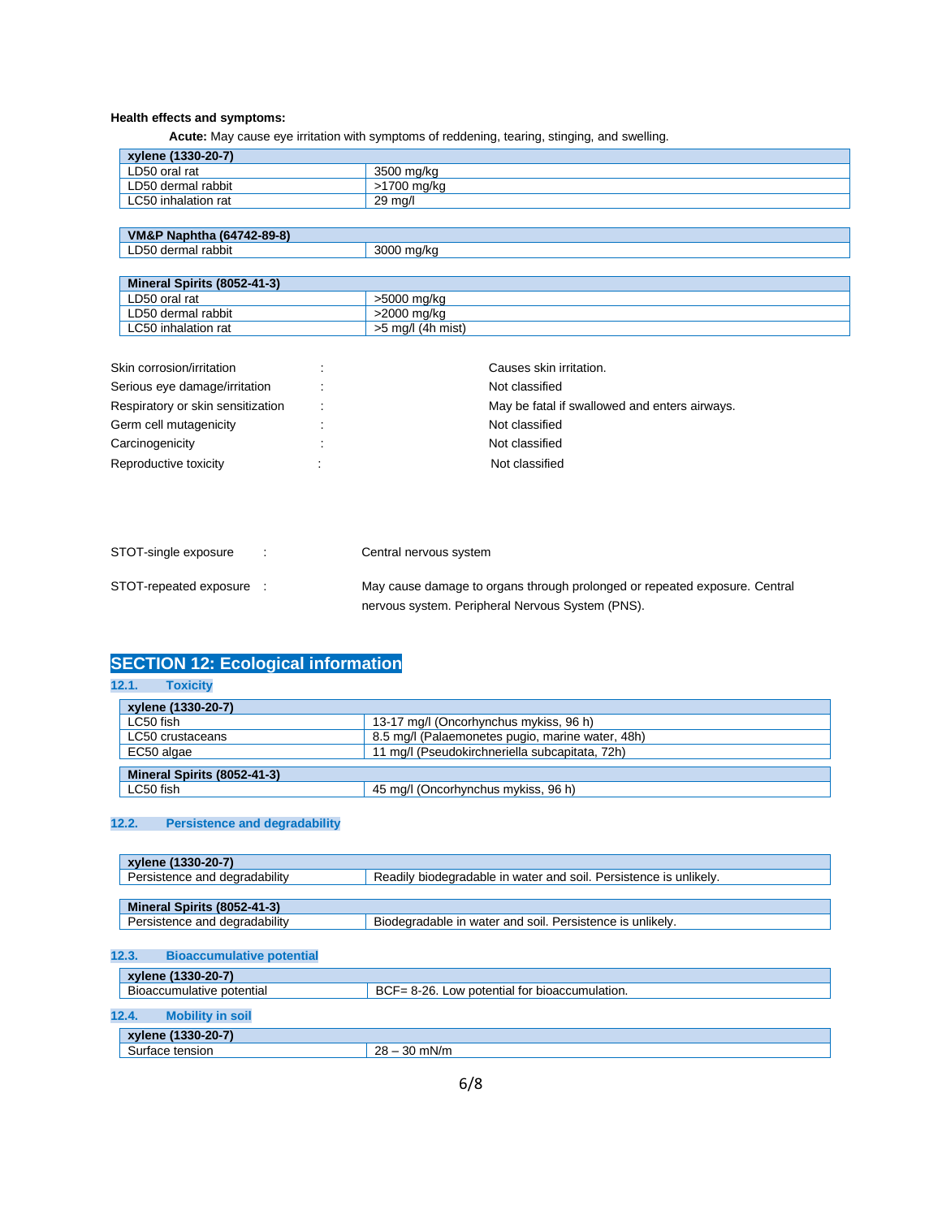**Health effects and symptoms:**

**Acute:** May cause eye irritation with symptoms of reddening, tearing, stinging, and swelling.

| xylene (1330-20-7) | |
|---|---|
| LD50 oral rat | 3500 mg/kg |
| LD50 dermal rabbit | >1700 mg/kg |
| LC50 inhalation rat | 29 mg/l |

| VM&P Naphtha (64742-89-8) | |
|---|---|
| LD50 dermal rabbit | 3000 mg/kg |

| Mineral Spirits (8052-41-3) | |
|---|---|
| LD50 oral rat | >5000 mg/kg |
| LD50 dermal rabbit | >2000 mg/kg |
| LC50 inhalation rat | >5 mg/l (4h mist) |

Skin corrosion/irritation : Causes skin irritation.

Serious eye damage/irritation : Not classified

Respiratory or skin sensitization : May be fatal if swallowed and enters airways.

Germ cell mutagenicity : Not classified

Carcinogenicity : Not classified

Reproductive toxicity : Not classified

STOT-single exposure : Central nervous system

STOT-repeated exposure : May cause damage to organs through prolonged or repeated exposure. Central nervous system. Peripheral Nervous System (PNS).

## SECTION 12: Ecological information

### 12.1. Toxicity

| xylene (1330-20-7) | |
|---|---|
| LC50 fish | 13-17 mg/l (Oncorhynchus mykiss, 96 h) |
| LC50 crustaceans | 8.5 mg/l (Palaemonetes pugio, marine water, 48h) |
| EC50 algae | 11 mg/l (Pseudokirchneriella subcapitata, 72h) |

| Mineral Spirits (8052-41-3) | |
|---|---|
| LC50 fish | 45 mg/l (Oncorhynchus mykiss, 96 h) |

### 12.2. Persistence and degradability

| xylene (1330-20-7) | |
|---|---|
| Persistence and degradability | Readily biodegradable in water and soil. Persistence is unlikely. |

| Mineral Spirits (8052-41-3) | |
|---|---|
| Persistence and degradability | Biodegradable in water and soil. Persistence is unlikely. |

### 12.3. Bioaccumulative potential

| xylene (1330-20-7) | |
|---|---|
| Bioaccumulative potential | BCF= 8-26. Low potential for bioaccumulation. |

### 12.4. Mobility in soil

| xylene (1330-20-7) | |
|---|---|
| Surface tension | 28 – 30 mN/m |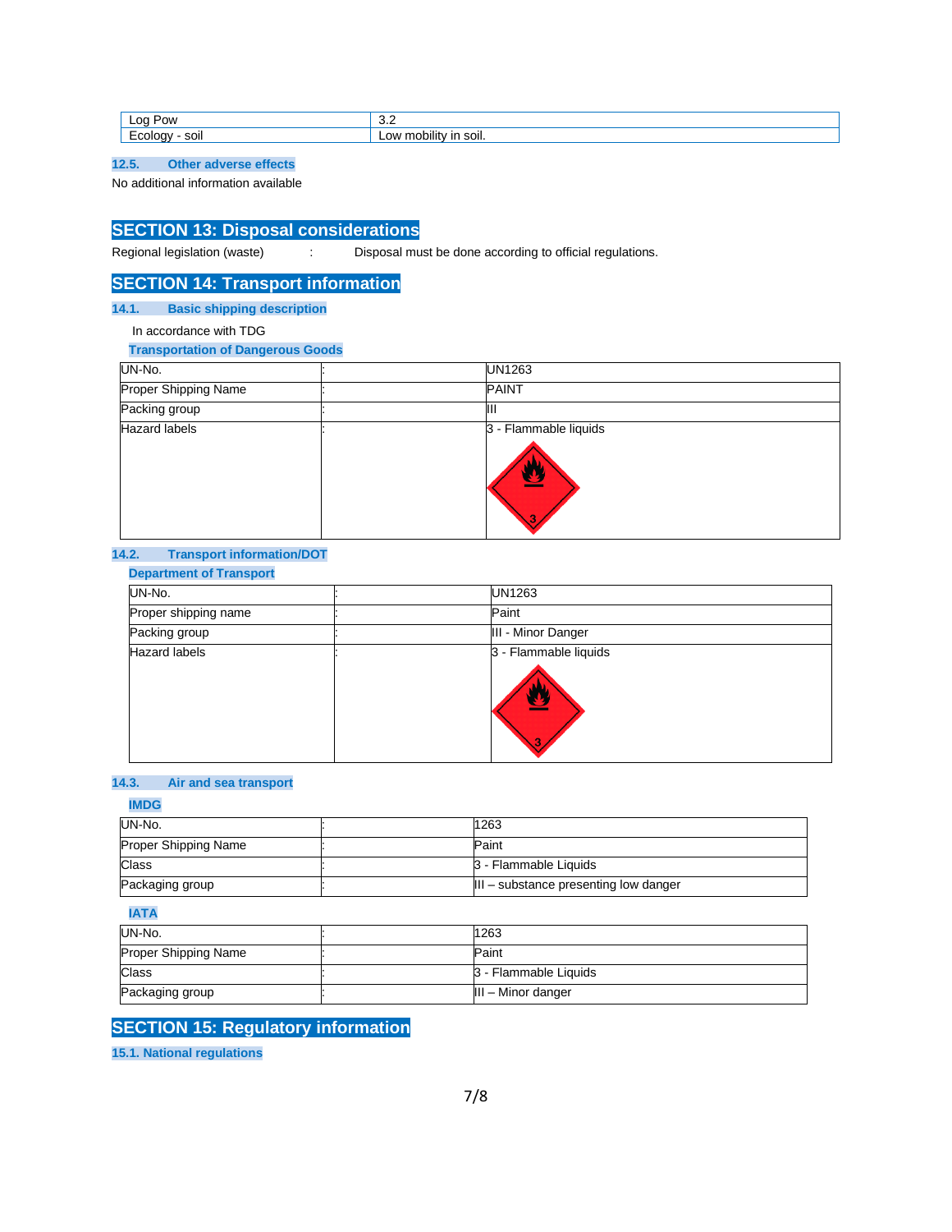| Log Pow | 3.2 |
|---|---|
| Ecology - soil | Low mobility in soil. |

### 12.5. Other adverse effects

No additional information available

## SECTION 13: Disposal considerations

Regional legislation (waste) : Disposal must be done according to official regulations.

## SECTION 14: Transport information

### 14.1. Basic shipping description

In accordance with TDG

**Transportation of Dangerous Goods**

| | | |
|---|---|---|
| UN-No. | : | UN1263 |
| Proper Shipping Name | : | PAINT |
| Packing group | : | III |
| Hazard labels | : | 3 - Flammable liquids |

### 14.2. Transport information/DOT

**Department of Transport**

| | | |
|---|---|---|
| UN-No. | : | UN1263 |
| Proper shipping name | : | Paint |
| Packing group | : | III - Minor Danger |
| Hazard labels | : | 3 - Flammable liquids |

### 14.3. Air and sea transport

**IMDG**

| | | |
|---|---|---|
| UN-No. | : | 1263 |
| Proper Shipping Name | : | Paint |
| Class | : | 3 - Flammable Liquids |
| Packaging group | : | III – substance presenting low danger |

**IATA**

| | | |
|---|---|---|
| UN-No. | : | 1263 |
| Proper Shipping Name | : | Paint |
| Class | : | 3 - Flammable Liquids |
| Packaging group | : | III – Minor danger |

## SECTION 15: Regulatory information

### 15.1. National regulations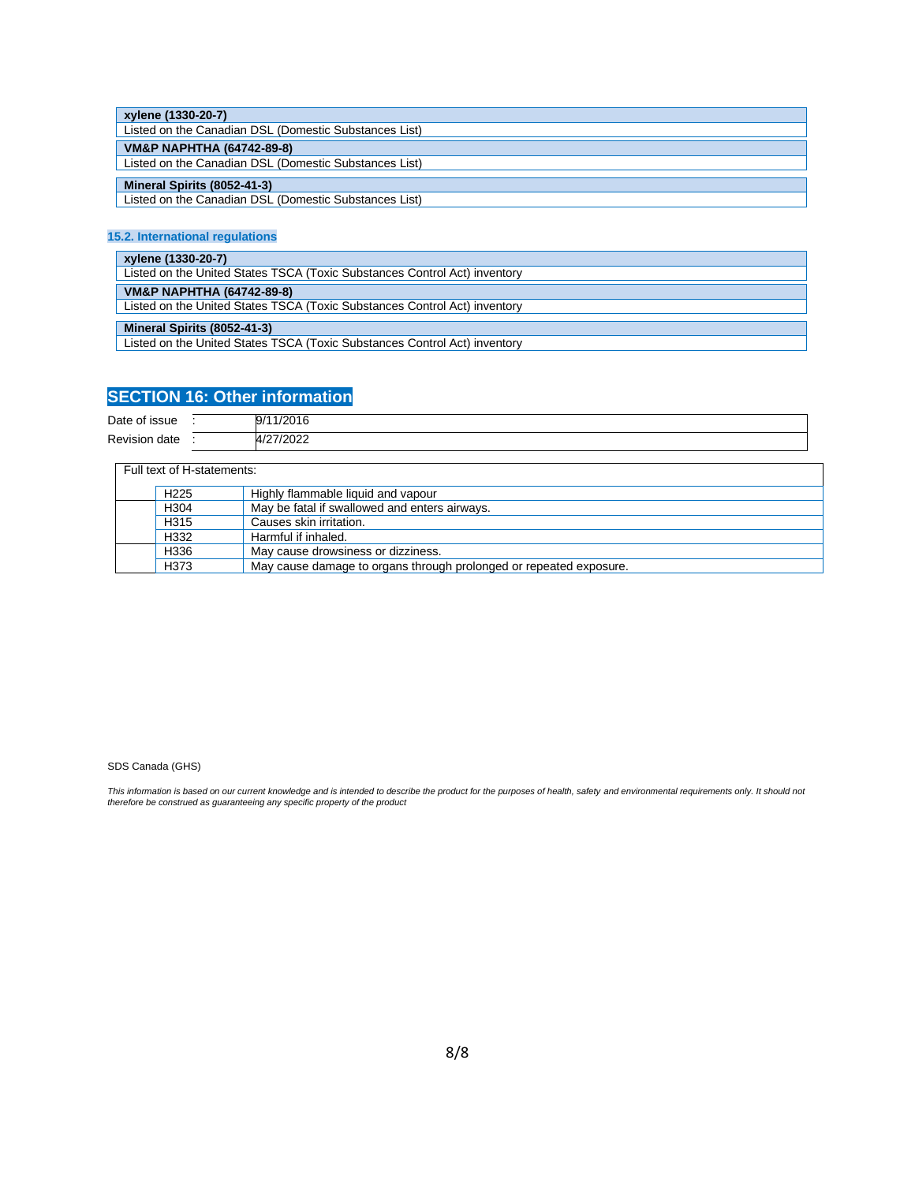| xylene (1330-20-7) |
| --- |
| Listed on the Canadian DSL (Domestic Substances List) |

| VM&P NAPHTHA (64742-89-8) |
| --- |
| Listed on the Canadian DSL (Domestic Substances List) |

| Mineral Spirits (8052-41-3) |
| --- |
| Listed on the Canadian DSL (Domestic Substances List) |

### 15.2. International regulations

| xylene (1330-20-7) |
| --- |
| Listed on the United States TSCA (Toxic Substances Control Act) inventory |

| VM&P NAPHTHA (64742-89-8) |
| --- |
| Listed on the United States TSCA (Toxic Substances Control Act) inventory |

| Mineral Spirits (8052-41-3) |
| --- |
| Listed on the United States TSCA (Toxic Substances Control Act) inventory |

## SECTION 16: Other information

| | | |
| --- | --- | --- |
| Date of issue | : | 9/11/2016 |
| Revision date | : | 4/27/2022 |

Full text of H-statements:

| | |
| --- | --- |
| H225 | Highly flammable liquid and vapour |
| H304 | May be fatal if swallowed and enters airways. |
| H315 | Causes skin irritation. |
| H332 | Harmful if inhaled. |
| H336 | May cause drowsiness or dizziness. |
| H373 | May cause damage to organs through prolonged or repeated exposure. |

SDS Canada (GHS)

*This information is based on our current knowledge and is intended to describe the product for the purposes of health, safety and environmental requirements only. It should not therefore be construed as guaranteeing any specific property of the product*